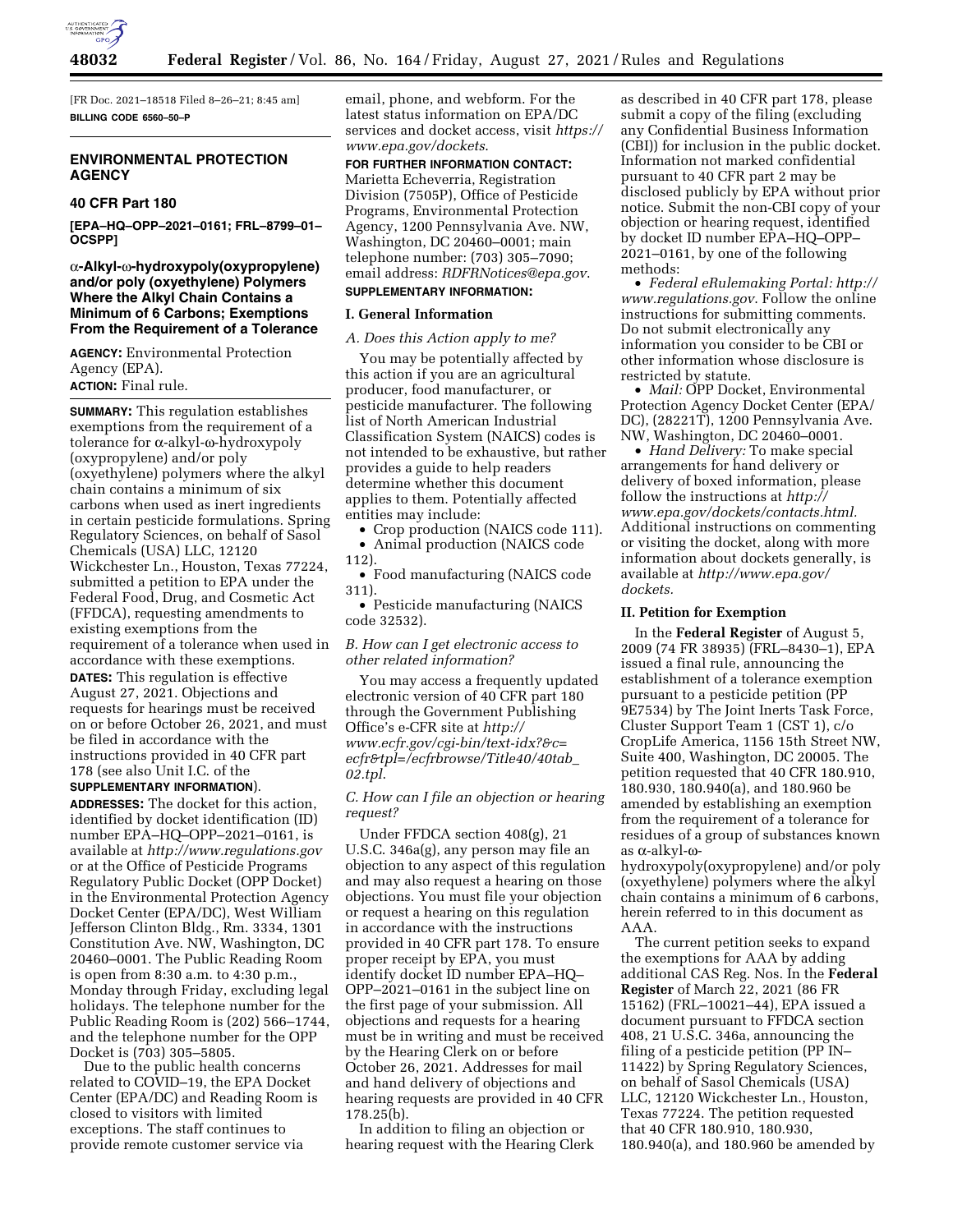[FR Doc. 2021–18518 Filed 8–26–21; 8:45 am]

**BILLING CODE 6560–50–P**

## ENVIRONMENTAL PROTECTION AGENCY

### 40 CFR Part 180

**[EPA–HQ–OPP–2021–0161; FRL–8799–01–OCSPP]**

### α-Alkyl-ω-hydroxypoly(oxypropylene) and/or poly (oxyethylene) Polymers Where the Alkyl Chain Contains a Minimum of 6 Carbons; Exemptions From the Requirement of a Tolerance

**AGENCY:** Environmental Protection Agency (EPA).

**ACTION:** Final rule.

**SUMMARY:** This regulation establishes exemptions from the requirement of a tolerance for α-alkyl-ω-hydroxypoly (oxypropylene) and/or poly (oxyethylene) polymers where the alkyl chain contains a minimum of six carbons when used as inert ingredients in certain pesticide formulations. Spring Regulatory Sciences, on behalf of Sasol Chemicals (USA) LLC, 12120 Wickchester Ln., Houston, Texas 77224, submitted a petition to EPA under the Federal Food, Drug, and Cosmetic Act (FFDCA), requesting amendments to existing exemptions from the requirement of a tolerance when used in accordance with these exemptions.

**DATES:** This regulation is effective August 27, 2021. Objections and requests for hearings must be received on or before October 26, 2021, and must be filed in accordance with the instructions provided in 40 CFR part 178 (see also Unit I.C. of the **SUPPLEMENTARY INFORMATION**).

**ADDRESSES:** The docket for this action, identified by docket identification (ID) number EPA–HQ–OPP–2021–0161, is available at *http://www.regulations.gov* or at the Office of Pesticide Programs Regulatory Public Docket (OPP Docket) in the Environmental Protection Agency Docket Center (EPA/DC), West William Jefferson Clinton Bldg., Rm. 3334, 1301 Constitution Ave. NW, Washington, DC 20460–0001. The Public Reading Room is open from 8:30 a.m. to 4:30 p.m., Monday through Friday, excluding legal holidays. The telephone number for the Public Reading Room is (202) 566–1744, and the telephone number for the OPP Docket is (703) 305–5805.

Due to the public health concerns related to COVID–19, the EPA Docket Center (EPA/DC) and Reading Room is closed to visitors with limited exceptions. The staff continues to provide remote customer service via email, phone, and webform. For the latest status information on EPA/DC services and docket access, visit *https://www.epa.gov/dockets*.

**FOR FURTHER INFORMATION CONTACT:** Marietta Echeverria, Registration Division (7505P), Office of Pesticide Programs, Environmental Protection Agency, 1200 Pennsylvania Ave. NW, Washington, DC 20460–0001; main telephone number: (703) 305–7090; email address: *RDFRNotices@epa.gov*.

**SUPPLEMENTARY INFORMATION:**

## I. General Information

### *A. Does this Action apply to me?*

You may be potentially affected by this action if you are an agricultural producer, food manufacturer, or pesticide manufacturer. The following list of North American Industrial Classification System (NAICS) codes is not intended to be exhaustive, but rather provides a guide to help readers determine whether this document applies to them. Potentially affected entities may include:

- Crop production (NAICS code 111).
- Animal production (NAICS code 112).
- Food manufacturing (NAICS code 311).
- Pesticide manufacturing (NAICS code 32532).

### *B. How can I get electronic access to other related information?*

You may access a frequently updated electronic version of 40 CFR part 180 through the Government Publishing Office's e-CFR site at *http://www.ecfr.gov/cgi-bin/text-idx?&c=ecfr&tpl=/ecfrbrowse/Title40/40tab_02.tpl*.

### *C. How can I file an objection or hearing request?*

Under FFDCA section 408(g), 21 U.S.C. 346a(g), any person may file an objection to any aspect of this regulation and may also request a hearing on those objections. You must file your objection or request a hearing on this regulation in accordance with the instructions provided in 40 CFR part 178. To ensure proper receipt by EPA, you must identify docket ID number EPA–HQ–OPP–2021–0161 in the subject line on the first page of your submission. All objections and requests for a hearing must be in writing and must be received by the Hearing Clerk on or before October 26, 2021. Addresses for mail and hand delivery of objections and hearing requests are provided in 40 CFR 178.25(b).

In addition to filing an objection or hearing request with the Hearing Clerk as described in 40 CFR part 178, please submit a copy of the filing (excluding any Confidential Business Information (CBI)) for inclusion in the public docket. Information not marked confidential pursuant to 40 CFR part 2 may be disclosed publicly by EPA without prior notice. Submit the non-CBI copy of your objection or hearing request, identified by docket ID number EPA–HQ–OPP–2021–0161, by one of the following methods:

- *Federal eRulemaking Portal: http://www.regulations.gov*. Follow the online instructions for submitting comments. Do not submit electronically any information you consider to be CBI or other information whose disclosure is restricted by statute.
- *Mail:* OPP Docket, Environmental Protection Agency Docket Center (EPA/DC), (28221T), 1200 Pennsylvania Ave. NW, Washington, DC 20460–0001.
- *Hand Delivery:* To make special arrangements for hand delivery or delivery of boxed information, please follow the instructions at *http://www.epa.gov/dockets/contacts.html*.

Additional instructions on commenting or visiting the docket, along with more information about dockets generally, is available at *http://www.epa.gov/dockets*.

## II. Petition for Exemption

In the **Federal Register** of August 5, 2009 (74 FR 38935) (FRL–8430–1), EPA issued a final rule, announcing the establishment of a tolerance exemption pursuant to a pesticide petition (PP 9E7534) by The Joint Inerts Task Force, Cluster Support Team 1 (CST 1), c/o CropLife America, 1156 15th Street NW, Suite 400, Washington, DC 20005. The petition requested that 40 CFR 180.910, 180.930, 180.940(a), and 180.960 be amended by establishing an exemption from the requirement of a tolerance for residues of a group of substances known as α-alkyl-ω-hydroxypoly(oxypropylene) and/or poly (oxyethylene) polymers where the alkyl chain contains a minimum of 6 carbons, herein referred to in this document as AAA.

The current petition seeks to expand the exemptions for AAA by adding additional CAS Reg. Nos. In the **Federal Register** of March 22, 2021 (86 FR 15162) (FRL–10021–44), EPA issued a document pursuant to FFDCA section 408, 21 U.S.C. 346a, announcing the filing of a pesticide petition (PP IN–11422) by Spring Regulatory Sciences, on behalf of Sasol Chemicals (USA) LLC, 12120 Wickchester Ln., Houston, Texas 77224. The petition requested that 40 CFR 180.910, 180.930, 180.940(a), and 180.960 be amended by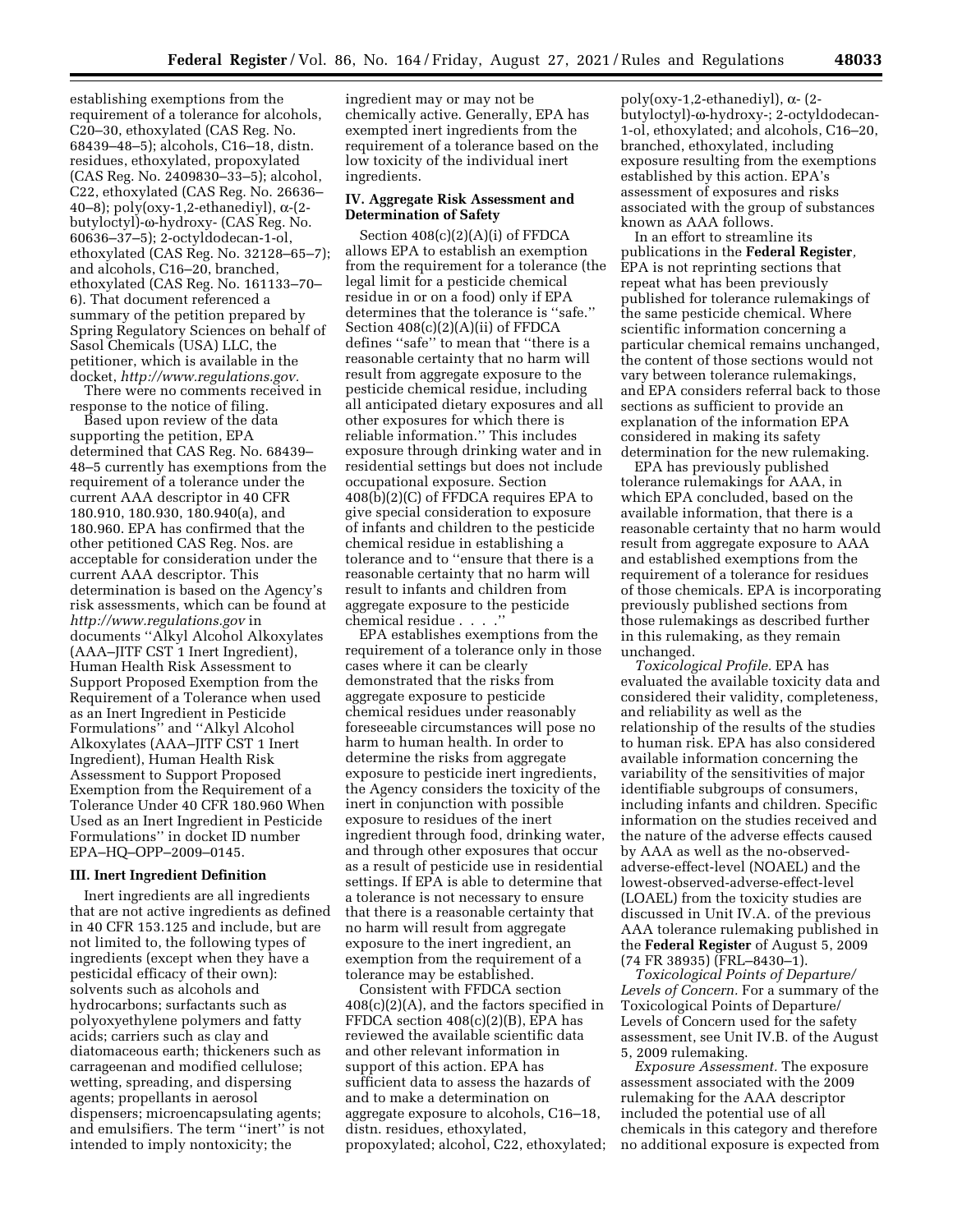establishing exemptions from the requirement of a tolerance for alcohols, C20–30, ethoxylated (CAS Reg. No. 68439–48–5); alcohols, C16–18, distn. residues, ethoxylated, propoxylated (CAS Reg. No. 2409830–33–5); alcohol, C22, ethoxylated (CAS Reg. No. 26636–40–8); poly(oxy-1,2-ethanediyl), α-(2-butyloctyl)-ω-hydroxy- (CAS Reg. No. 60636–37–5); 2-octyldodecan-1-ol, ethoxylated (CAS Reg. No. 32128–65–7); and alcohols, C16–20, branched, ethoxylated (CAS Reg. No. 161133–70–6). That document referenced a summary of the petition prepared by Spring Regulatory Sciences on behalf of Sasol Chemicals (USA) LLC, the petitioner, which is available in the docket, *http://www.regulations.gov.*

There were no comments received in response to the notice of filing.

Based upon review of the data supporting the petition, EPA determined that CAS Reg. No. 68439–48–5 currently has exemptions from the requirement of a tolerance under the current AAA descriptor in 40 CFR 180.910, 180.930, 180.940(a), and 180.960. EPA has confirmed that the other petitioned CAS Reg. Nos. are acceptable for consideration under the current AAA descriptor. This determination is based on the Agency's risk assessments, which can be found at *http://www.regulations.gov* in documents "Alkyl Alcohol Alkoxylates (AAA–JITF CST 1 Inert Ingredient), Human Health Risk Assessment to Support Proposed Exemption from the Requirement of a Tolerance when used as an Inert Ingredient in Pesticide Formulations" and "Alkyl Alcohol Alkoxylates (AAA–JITF CST 1 Inert Ingredient), Human Health Risk Assessment to Support Proposed Exemption from the Requirement of a Tolerance Under 40 CFR 180.960 When Used as an Inert Ingredient in Pesticide Formulations" in docket ID number EPA–HQ–OPP–2009–0145.

## III. Inert Ingredient Definition

Inert ingredients are all ingredients that are not active ingredients as defined in 40 CFR 153.125 and include, but are not limited to, the following types of ingredients (except when they have a pesticidal efficacy of their own): solvents such as alcohols and hydrocarbons; surfactants such as polyoxyethylene polymers and fatty acids; carriers such as clay and diatomaceous earth; thickeners such as carrageenan and modified cellulose; wetting, spreading, and dispersing agents; propellants in aerosol dispensers; microencapsulating agents; and emulsifiers. The term "inert" is not intended to imply nontoxicity; the ingredient may or may not be chemically active. Generally, EPA has exempted inert ingredients from the requirement of a tolerance based on the low toxicity of the individual inert ingredients.

## IV. Aggregate Risk Assessment and Determination of Safety

Section 408(c)(2)(A)(i) of FFDCA allows EPA to establish an exemption from the requirement for a tolerance (the legal limit for a pesticide chemical residue in or on a food) only if EPA determines that the tolerance is "safe." Section 408(c)(2)(A)(ii) of FFDCA defines "safe" to mean that "there is a reasonable certainty that no harm will result from aggregate exposure to the pesticide chemical residue, including all anticipated dietary exposures and all other exposures for which there is reliable information." This includes exposure through drinking water and in residential settings but does not include occupational exposure. Section 408(b)(2)(C) of FFDCA requires EPA to give special consideration to exposure of infants and children to the pesticide chemical residue in establishing a tolerance and to "ensure that there is a reasonable certainty that no harm will result to infants and children from aggregate exposure to the pesticide chemical residue . . . ."

EPA establishes exemptions from the requirement of a tolerance only in those cases where it can be clearly demonstrated that the risks from aggregate exposure to pesticide chemical residues under reasonably foreseeable circumstances will pose no harm to human health. In order to determine the risks from aggregate exposure to pesticide inert ingredients, the Agency considers the toxicity of the inert in conjunction with possible exposure to residues of the inert ingredient through food, drinking water, and through other exposures that occur as a result of pesticide use in residential settings. If EPA is able to determine that a tolerance is not necessary to ensure that there is a reasonable certainty that no harm will result from aggregate exposure to the inert ingredient, an exemption from the requirement of a tolerance may be established.

Consistent with FFDCA section 408(c)(2)(A), and the factors specified in FFDCA section 408(c)(2)(B), EPA has reviewed the available scientific data and other relevant information in support of this action. EPA has sufficient data to assess the hazards of and to make a determination on aggregate exposure to alcohols, C16–18, distn. residues, ethoxylated, propoxylated; alcohol, C22, ethoxylated; poly(oxy-1,2-ethanediyl), α- (2-butyloctyl)-ω-hydroxy-; 2-octyldodecan-1-ol, ethoxylated; and alcohols, C16–20, branched, ethoxylated, including exposure resulting from the exemptions established by this action. EPA's assessment of exposures and risks associated with the group of substances known as AAA follows.

In an effort to streamline its publications in the **Federal Register**, EPA is not reprinting sections that repeat what has been previously published for tolerance rulemakings of the same pesticide chemical. Where scientific information concerning a particular chemical remains unchanged, the content of those sections would not vary between tolerance rulemakings, and EPA considers referral back to those sections as sufficient to provide an explanation of the information EPA considered in making its safety determination for the new rulemaking.

EPA has previously published tolerance rulemakings for AAA, in which EPA concluded, based on the available information, that there is a reasonable certainty that no harm would result from aggregate exposure to AAA and established exemptions from the requirement of a tolerance for residues of those chemicals. EPA is incorporating previously published sections from those rulemakings as described further in this rulemaking, as they remain unchanged.

*Toxicological Profile.* EPA has evaluated the available toxicity data and considered their validity, completeness, and reliability as well as the relationship of the results of the studies to human risk. EPA has also considered available information concerning the variability of the sensitivities of major identifiable subgroups of consumers, including infants and children. Specific information on the studies received and the nature of the adverse effects caused by AAA as well as the no-observed-adverse-effect-level (NOAEL) and the lowest-observed-adverse-effect-level (LOAEL) from the toxicity studies are discussed in Unit IV.A. of the previous AAA tolerance rulemaking published in the **Federal Register** of August 5, 2009 (74 FR 38935) (FRL–8430–1).

*Toxicological Points of Departure/Levels of Concern.* For a summary of the Toxicological Points of Departure/Levels of Concern used for the safety assessment, see Unit IV.B. of the August 5, 2009 rulemaking.

*Exposure Assessment.* The exposure assessment associated with the 2009 rulemaking for the AAA descriptor included the potential use of all chemicals in this category and therefore no additional exposure is expected from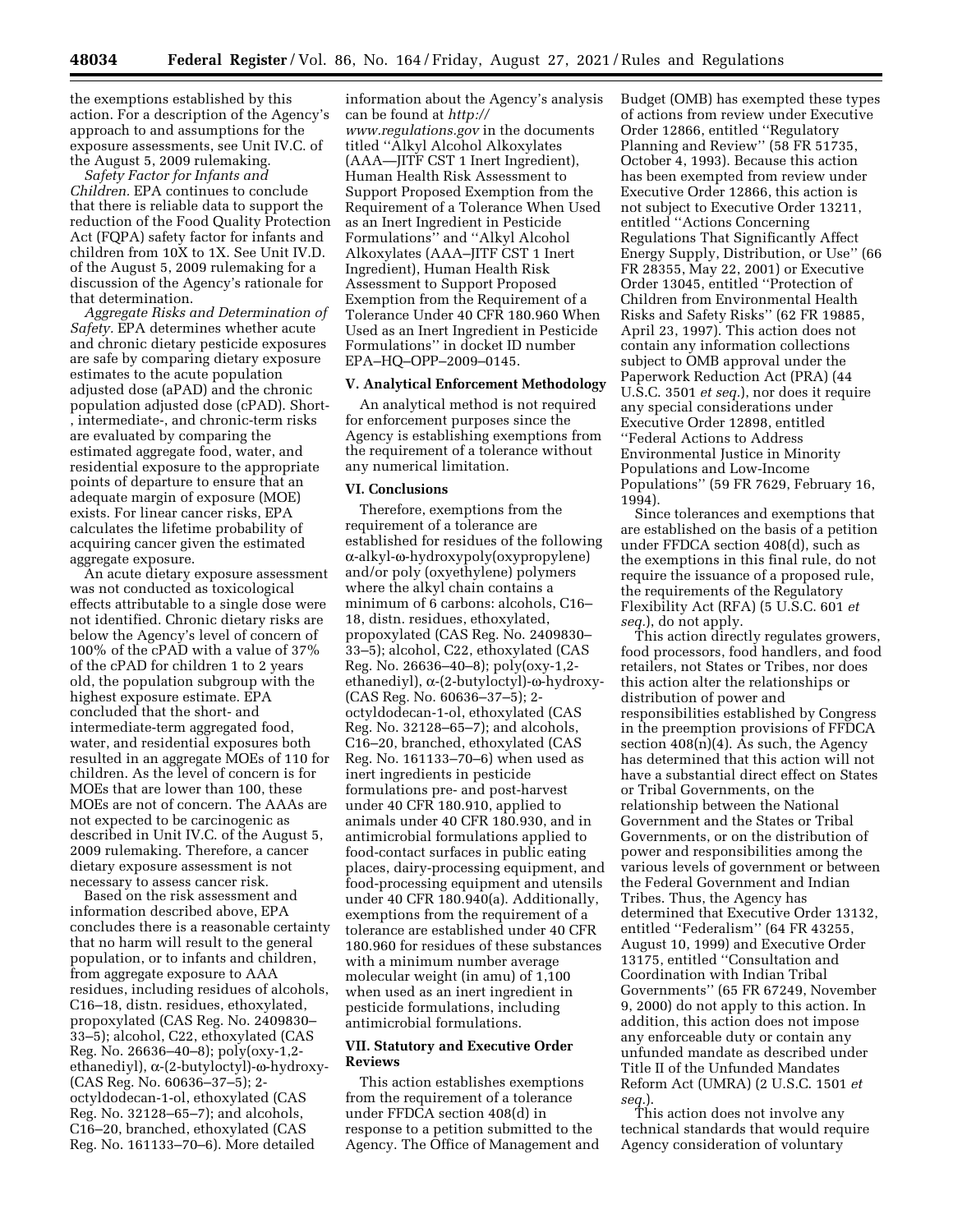the exemptions established by this action. For a description of the Agency's approach to and assumptions for the exposure assessments, see Unit IV.C. of the August 5, 2009 rulemaking.

*Safety Factor for Infants and Children.* EPA continues to conclude that there is reliable data to support the reduction of the Food Quality Protection Act (FQPA) safety factor for infants and children from 10X to 1X. See Unit IV.D. of the August 5, 2009 rulemaking for a discussion of the Agency's rationale for that determination.

*Aggregate Risks and Determination of Safety.* EPA determines whether acute and chronic dietary pesticide exposures are safe by comparing dietary exposure estimates to the acute population adjusted dose (aPAD) and the chronic population adjusted dose (cPAD). Short-, intermediate-, and chronic-term risks are evaluated by comparing the estimated aggregate food, water, and residential exposure to the appropriate points of departure to ensure that an adequate margin of exposure (MOE) exists. For linear cancer risks, EPA calculates the lifetime probability of acquiring cancer given the estimated aggregate exposure.

An acute dietary exposure assessment was not conducted as toxicological effects attributable to a single dose were not identified. Chronic dietary risks are below the Agency's level of concern of 100% of the cPAD with a value of 37% of the cPAD for children 1 to 2 years old, the population subgroup with the highest exposure estimate. EPA concluded that the short- and intermediate-term aggregated food, water, and residential exposures both resulted in an aggregate MOEs of 110 for children. As the level of concern is for MOEs that are lower than 100, these MOEs are not of concern. The AAAs are not expected to be carcinogenic as described in Unit IV.C. of the August 5, 2009 rulemaking. Therefore, a cancer dietary exposure assessment is not necessary to assess cancer risk.

Based on the risk assessment and information described above, EPA concludes there is a reasonable certainty that no harm will result to the general population, or to infants and children, from aggregate exposure to AAA residues, including residues of alcohols, C16–18, distn. residues, ethoxylated, propoxylated (CAS Reg. No. 2409830–33–5); alcohol, C22, ethoxylated (CAS Reg. No. 26636–40–8); poly(oxy-1,2-ethanediyl), α-(2-butyloctyl)-ω-hydroxy- (CAS Reg. No. 60636–37–5); 2-octyldodecan-1-ol, ethoxylated (CAS Reg. No. 32128–65–7); and alcohols, C16–20, branched, ethoxylated (CAS Reg. No. 161133–70–6). More detailed information about the Agency's analysis can be found at *http://www.regulations.gov* in the documents titled "Alkyl Alcohol Alkoxylates (AAA—JITF CST 1 Inert Ingredient), Human Health Risk Assessment to Support Proposed Exemption from the Requirement of a Tolerance When Used as an Inert Ingredient in Pesticide Formulations" and "Alkyl Alcohol Alkoxylates (AAA–JITF CST 1 Inert Ingredient), Human Health Risk Assessment to Support Proposed Exemption from the Requirement of a Tolerance Under 40 CFR 180.960 When Used as an Inert Ingredient in Pesticide Formulations" in docket ID number EPA–HQ–OPP–2009–0145.

## V. Analytical Enforcement Methodology

An analytical method is not required for enforcement purposes since the Agency is establishing exemptions from the requirement of a tolerance without any numerical limitation.

## VI. Conclusions

Therefore, exemptions from the requirement of a tolerance are established for residues of the following α-alkyl-ω-hydroxypoly(oxypropylene) and/or poly (oxyethylene) polymers where the alkyl chain contains a minimum of 6 carbons: alcohols, C16–18, distn. residues, ethoxylated, propoxylated (CAS Reg. No. 2409830–33–5); alcohol, C22, ethoxylated (CAS Reg. No. 26636–40–8); poly(oxy-1,2-ethanediyl), α-(2-butyloctyl)-ω-hydroxy- (CAS Reg. No. 60636–37–5); 2-octyldodecan-1-ol, ethoxylated (CAS Reg. No. 32128–65–7); and alcohols, C16–20, branched, ethoxylated (CAS Reg. No. 161133–70–6) when used as inert ingredients in pesticide formulations pre- and post-harvest under 40 CFR 180.910, applied to animals under 40 CFR 180.930, and in antimicrobial formulations applied to food-contact surfaces in public eating places, dairy-processing equipment, and food-processing equipment and utensils under 40 CFR 180.940(a). Additionally, exemptions from the requirement of a tolerance are established under 40 CFR 180.960 for residues of these substances with a minimum number average molecular weight (in amu) of 1,100 when used as an inert ingredient in pesticide formulations, including antimicrobial formulations.

## VII. Statutory and Executive Order Reviews

This action establishes exemptions from the requirement of a tolerance under FFDCA section 408(d) in response to a petition submitted to the Agency. The Office of Management and Budget (OMB) has exempted these types of actions from review under Executive Order 12866, entitled "Regulatory Planning and Review" (58 FR 51735, October 4, 1993). Because this action has been exempted from review under Executive Order 12866, this action is not subject to Executive Order 13211, entitled "Actions Concerning Regulations That Significantly Affect Energy Supply, Distribution, or Use" (66 FR 28355, May 22, 2001) or Executive Order 13045, entitled "Protection of Children from Environmental Health Risks and Safety Risks" (62 FR 19885, April 23, 1997). This action does not contain any information collections subject to OMB approval under the Paperwork Reduction Act (PRA) (44 U.S.C. 3501 *et seq.*), nor does it require any special considerations under Executive Order 12898, entitled "Federal Actions to Address Environmental Justice in Minority Populations and Low-Income Populations" (59 FR 7629, February 16, 1994).

Since tolerances and exemptions that are established on the basis of a petition under FFDCA section 408(d), such as the exemptions in this final rule, do not require the issuance of a proposed rule, the requirements of the Regulatory Flexibility Act (RFA) (5 U.S.C. 601 *et seq.*), do not apply.

This action directly regulates growers, food processors, food handlers, and food retailers, not States or Tribes, nor does this action alter the relationships or distribution of power and responsibilities established by Congress in the preemption provisions of FFDCA section 408(n)(4). As such, the Agency has determined that this action will not have a substantial direct effect on States or Tribal Governments, on the relationship between the National Government and the States or Tribal Governments, or on the distribution of power and responsibilities among the various levels of government or between the Federal Government and Indian Tribes. Thus, the Agency has determined that Executive Order 13132, entitled "Federalism" (64 FR 43255, August 10, 1999) and Executive Order 13175, entitled "Consultation and Coordination with Indian Tribal Governments" (65 FR 67249, November 9, 2000) do not apply to this action. In addition, this action does not impose any enforceable duty or contain any unfunded mandate as described under Title II of the Unfunded Mandates Reform Act (UMRA) (2 U.S.C. 1501 *et seq.*).

This action does not involve any technical standards that would require Agency consideration of voluntary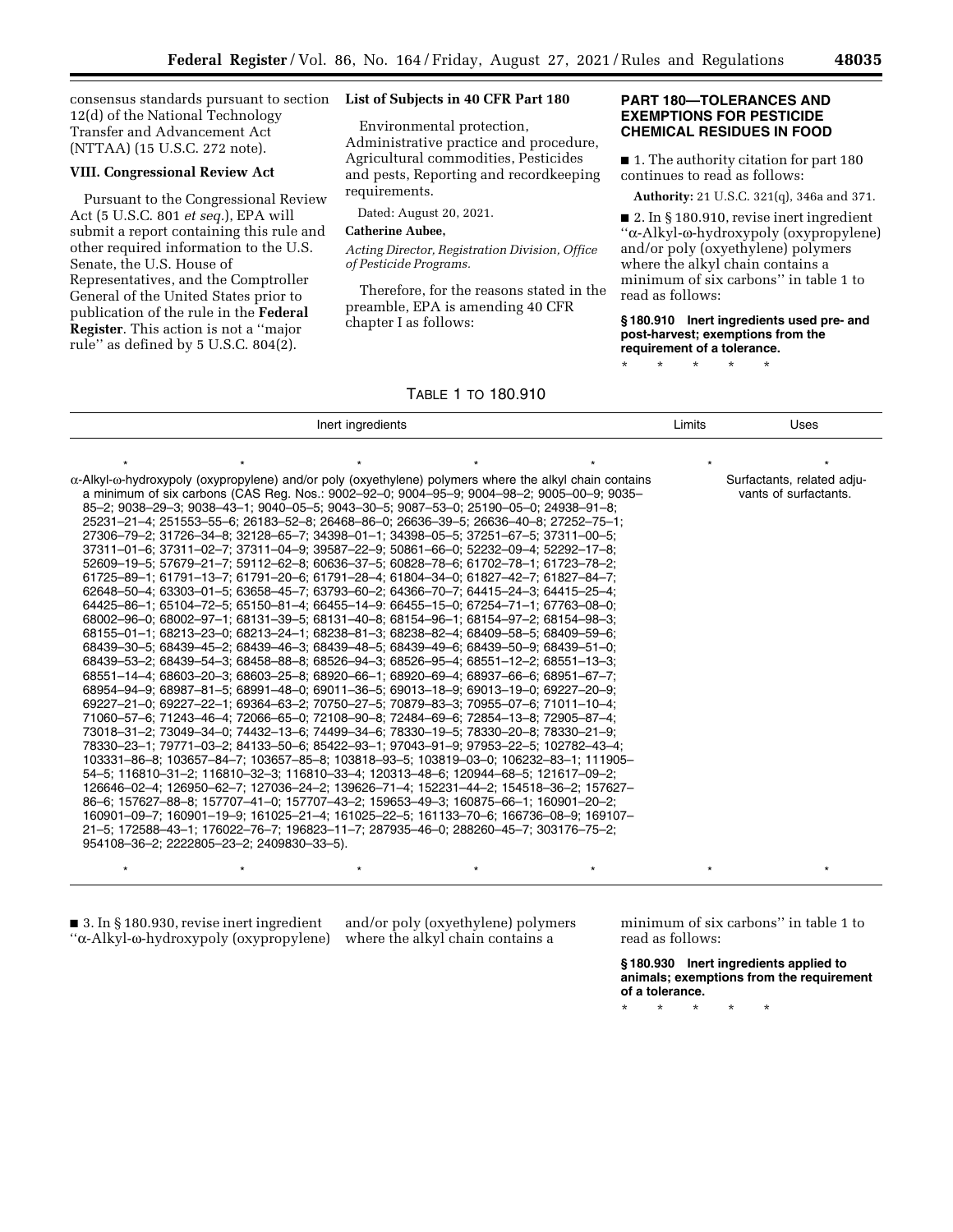consensus standards pursuant to section 12(d) of the National Technology Transfer and Advancement Act (NTTAA) (15 U.S.C. 272 note).

### VIII. Congressional Review Act

Pursuant to the Congressional Review Act (5 U.S.C. 801 *et seq.*), EPA will submit a report containing this rule and other required information to the U.S. Senate, the U.S. House of Representatives, and the Comptroller General of the United States prior to publication of the rule in the **Federal Register**. This action is not a ''major rule'' as defined by 5 U.S.C. 804(2).

### List of Subjects in 40 CFR Part 180

Environmental protection, Administrative practice and procedure, Agricultural commodities, Pesticides and pests, Reporting and recordkeeping requirements.

Dated: August 20, 2021.

**Catherine Aubee,**

*Acting Director, Registration Division, Office of Pesticide Programs.*

Therefore, for the reasons stated in the preamble, EPA is amending 40 CFR chapter I as follows:

## PART 180—TOLERANCES AND EXEMPTIONS FOR PESTICIDE CHEMICAL RESIDUES IN FOOD

■ 1. The authority citation for part 180 continues to read as follows:

**Authority:** 21 U.S.C. 321(q), 346a and 371.

■ 2. In § 180.910, revise inert ingredient ''α-Alkyl-ω-hydroxypoly (oxypropylene) and/or poly (oxyethylene) polymers where the alkyl chain contains a minimum of six carbons'' in table 1 to read as follows:

**§ 180.910 Inert ingredients used pre- and post-harvest; exemptions from the requirement of a tolerance.**

\* \* \* \* \*

TABLE 1 TO 180.910

| Inert ingredients | Limits | Uses |
|---|---|---|
| \* \* \* \* \* | \* | \* |
| α-Alkyl-ω-hydroxypoly (oxypropylene) and/or poly (oxyethylene) polymers where the alkyl chain contains a minimum of six carbons (CAS Reg. Nos.: 9002–92–0; 9004–95–9; 9004–98–2; 9005–00–9; 9035–85–2; 9038–29–3; 9038–43–1; 9040–05–5; 9043–30–5; 9087–53–0; 25190–05–0; 24938–91–8; 25231–21–4; 251553–55–6; 26183–52–8; 26468–86–0; 26636–39–5; 26636–40–8; 27252–75–1; 27306–79–2; 31726–34–8; 32128–65–7; 34398–01–1; 34398–05–5; 37251–67–5; 37311–00–5; 37311–01–6; 37311–02–7; 37311–04–9; 39587–22–9; 50861–66–0; 52232–09–4; 52292–17–8; 52609–19–5; 57679–21–7; 59112–62–8; 60636–37–5; 60828–78–6; 61702–78–1; 61723–78–2; 61725–89–1; 61791–13–7; 61791–20–6; 61791–28–4; 61804–34–0; 61827–42–7; 61827–84–7; 62648–50–4; 63303–01–5; 63658–45–7; 63793–60–2; 64366–70–7; 64415–24–3; 64415–25–4; 64425–86–1; 65104–72–5; 65150–81–4; 66455–14–9: 66455–15–0; 67254–71–1; 67763–08–0; 68002–96–0; 68002–97–1; 68131–39–5; 68131–40–8; 68154–96–1; 68154–97–2; 68154–98–3; 68155–01–1; 68213–23–0; 68213–24–1; 68238–81–3; 68238–82–4; 68409–58–5; 68409–59–6; 68439–30–5; 68439–45–2; 68439–46–3; 68439–48–5; 68439–49–6; 68439–50–9; 68439–51–0; 68439–53–2; 68439–54–3; 68458–88–8; 68526–94–3; 68526–95–4; 68551–12–2; 68551–13–3; 68551–14–4; 68603–20–3; 68603–25–8; 68920–66–1; 68920–69–4; 68937–66–6; 68951–67–7; 68954–94–9; 68987–81–5; 68991–48–0; 69011–36–5; 69013–18–9; 69013–19–0; 69227–20–9; 69227–21–0; 69227–22–1; 69364–63–2; 70750–27–5; 70879–83–3; 70955–07–6; 71011–10–4; 71060–57–6; 71243–46–4; 72066–65–0; 72108–90–8; 72484–69–6; 72854–13–8; 72905–87–4; 73018–31–2; 73049–34–0; 74432–13–6; 74499–34–6; 78330–19–5; 78330–20–8; 78330–21–9; 78330–23–1; 79771–03–2; 84133–50–6; 85422–93–1; 97043–91–9; 97953–22–5; 102782–43–4; 103331–86–8; 103657–84–7; 103657–85–8; 103818–93–5; 103819–03–0; 106232–83–1; 111905–54–5; 116810–31–2; 116810–32–3; 116810–33–4; 120313–48–6; 120944–68–5; 121617–09–2; 126646–02–4; 126950–62–7; 127036–24–2; 139626–71–4; 152231–44–2; 154518–36–2; 157627–86–6; 157627–88–8; 157707–41–0; 157707–43–2; 159653–49–3; 160875–66–1; 160901–20–2; 160901–09–7; 160901–19–9; 161025–21–4; 161025–22–5; 161133–70–6; 166736–08–9; 169107–21–5; 172588–43–1; 176022–76–7; 196823–11–7; 287935–46–0; 288260–45–7; 303176–75–2; 954108–36–2; 2222805–23–2; 2409830–33–5). | | Surfactants, related adjuvants of surfactants. |
| \* \* \* \* \* | \* | \* |

■ 3. In § 180.930, revise inert ingredient ''α-Alkyl-ω-hydroxypoly (oxypropylene) and/or poly (oxyethylene) polymers where the alkyl chain contains a minimum of six carbons'' in table 1 to read as follows:

**§ 180.930 Inert ingredients applied to animals; exemptions from the requirement of a tolerance.**

\* \* \* \* \*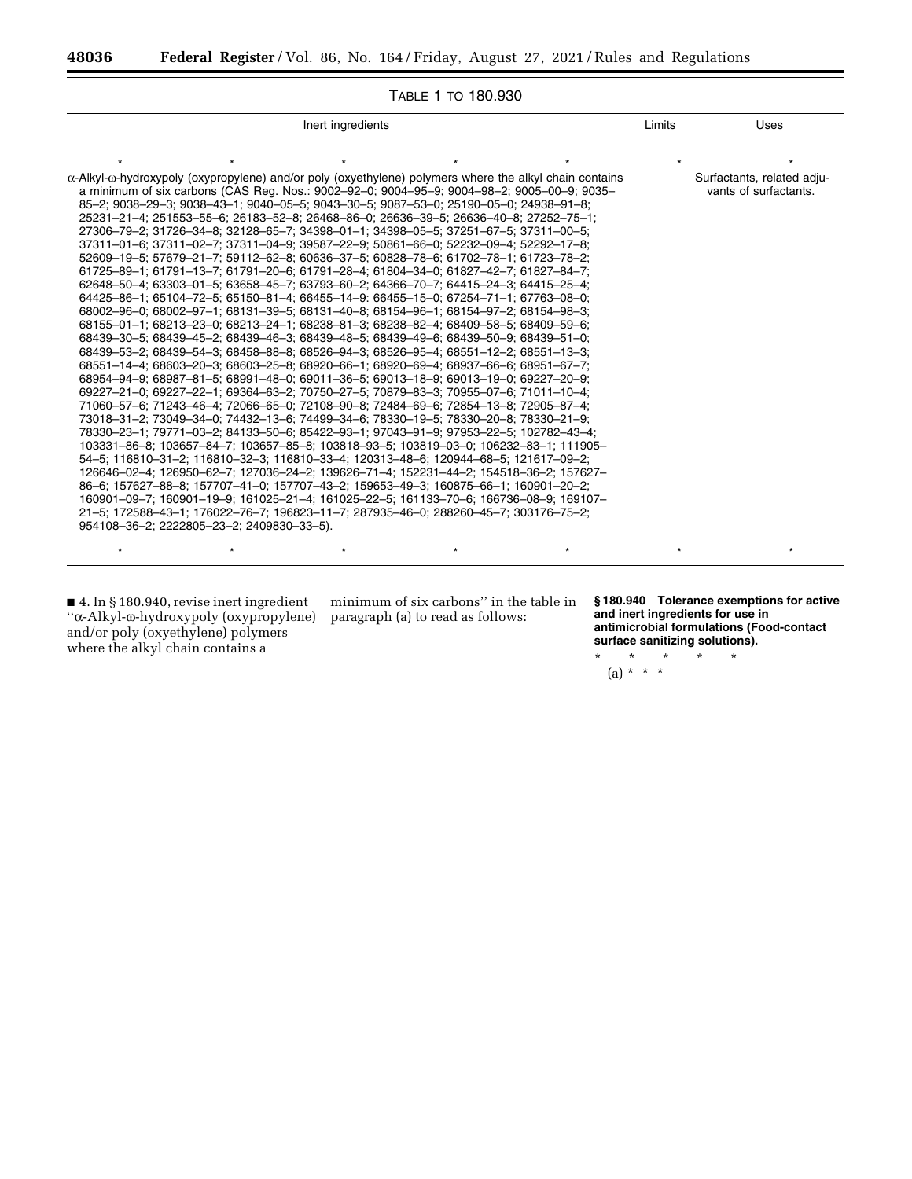TABLE 1 TO 180.930

| Inert ingredients | Limits | Uses |
| --- | --- | --- |
| * * * * * | * | * |
| α-Alkyl-ω-hydroxypoly (oxypropylene) and/or poly (oxyethylene) polymers where the alkyl chain contains a minimum of six carbons (CAS Reg. Nos.: 9002–92–0; 9004–95–9; 9004–98–2; 9005–00–9; 9035–85–2; 9038–29–3; 9038–43–1; 9040–05–5; 9043–30–5; 9087–53–0; 25190–05–0; 24938–91–8; 25231–21–4; 251553–55–6; 26183–52–8; 26468–86–0; 26636–39–5; 26636–40–8; 27252–75–1; 27306–79–2; 31726–34–8; 32128–65–7; 34398–01–1; 34398–05–5; 37251–67–5; 37311–00–5; 37311–01–6; 37311–02–7; 37311–04–9; 39587–22–9; 50861–66–0; 52232–09–4; 52292–17–8; 52609–19–5; 57679–21–7; 59112–62–8; 60636–37–5; 60828–78–6; 61702–78–1; 61723–78–2; 61725–89–1; 61791–13–7; 61791–20–6; 61791–28–4; 61804–34–0; 61827–42–7; 61827–84–7; 62648–50–4; 63303–01–5; 63658–45–7; 63793–60–2; 64366–70–7; 64415–24–3; 64415–25–4; 64425–86–1; 65104–72–5; 65150–81–4; 66455–14–9: 66455–15–0; 67254–71–1; 67763–08–0; 68002–96–0; 68002–97–1; 68131–39–5; 68131–40–8; 68154–96–1; 68154–97–2; 68154–98–3; 68155–01–1; 68213–23–0; 68213–24–1; 68238–81–3; 68238–82–4; 68409–58–5; 68409–59–6; 68439–30–5; 68439–45–2; 68439–46–3; 68439–48–5; 68439–49–6; 68439–50–9; 68439–51–0; 68439–53–2; 68439–54–3; 68458–88–8; 68526–94–3; 68526–95–4; 68551–12–2; 68551–13–3; 68551–14–4; 68603–20–3; 68603–25–8; 68920–66–1; 68920–69–4; 68937–66–6; 68951–67–7; 68954–94–9; 68987–81–5; 68991–48–0; 69011–36–5; 69013–18–9; 69013–19–0; 69227–20–9; 69227–21–0; 69227–22–1; 69364–63–2; 70750–27–5; 70879–83–3; 70955–07–6; 71011–10–4; 71060–57–6; 71243–46–4; 72066–65–0; 72108–90–8; 72484–69–6; 72854–13–8; 72905–87–4; 73018–31–2; 73049–34–0; 74432–13–6; 74499–34–6; 78330–19–5; 78330–20–8; 78330–21–9; 78330–23–1; 79771–03–2; 84133–50–6; 85422–93–1; 97043–91–9; 97953–22–5; 102782–43–4; 103331–86–8; 103657–84–7; 103657–85–8; 103818–93–5; 103819–03–0; 106232–83–1; 111905–54–5; 116810–31–2; 116810–32–3; 116810–33–4; 120313–48–6; 120944–68–5; 121617–09–2; 126646–02–4; 126950–62–7; 127036–24–2; 139626–71–4; 152231–44–2; 154518–36–2; 157627–86–6; 157627–88–8; 157707–41–0; 157707–43–2; 159653–49–3; 160875–66–1; 160901–20–2; 160901–09–7; 160901–19–9; 161025–21–4; 161025–22–5; 161133–70–6; 166736–08–9; 169107–21–5; 172588–43–1; 176022–76–7; 196823–11–7; 287935–46–0; 288260–45–7; 303176–75–2; 954108–36–2; 2222805–23–2; 2409830–33–5). | | Surfactants, related adjuvants of surfactants. |
| * * * * * | * | * |

■ 4. In § 180.940, revise inert ingredient ''α-Alkyl-ω-hydroxypoly (oxypropylene) and/or poly (oxyethylene) polymers where the alkyl chain contains a minimum of six carbons'' in the table in paragraph (a) to read as follows:

**§ 180.940 Tolerance exemptions for active and inert ingredients for use in antimicrobial formulations (Food-contact surface sanitizing solutions).**

\* \* \* \* \*

(a) \* \* \*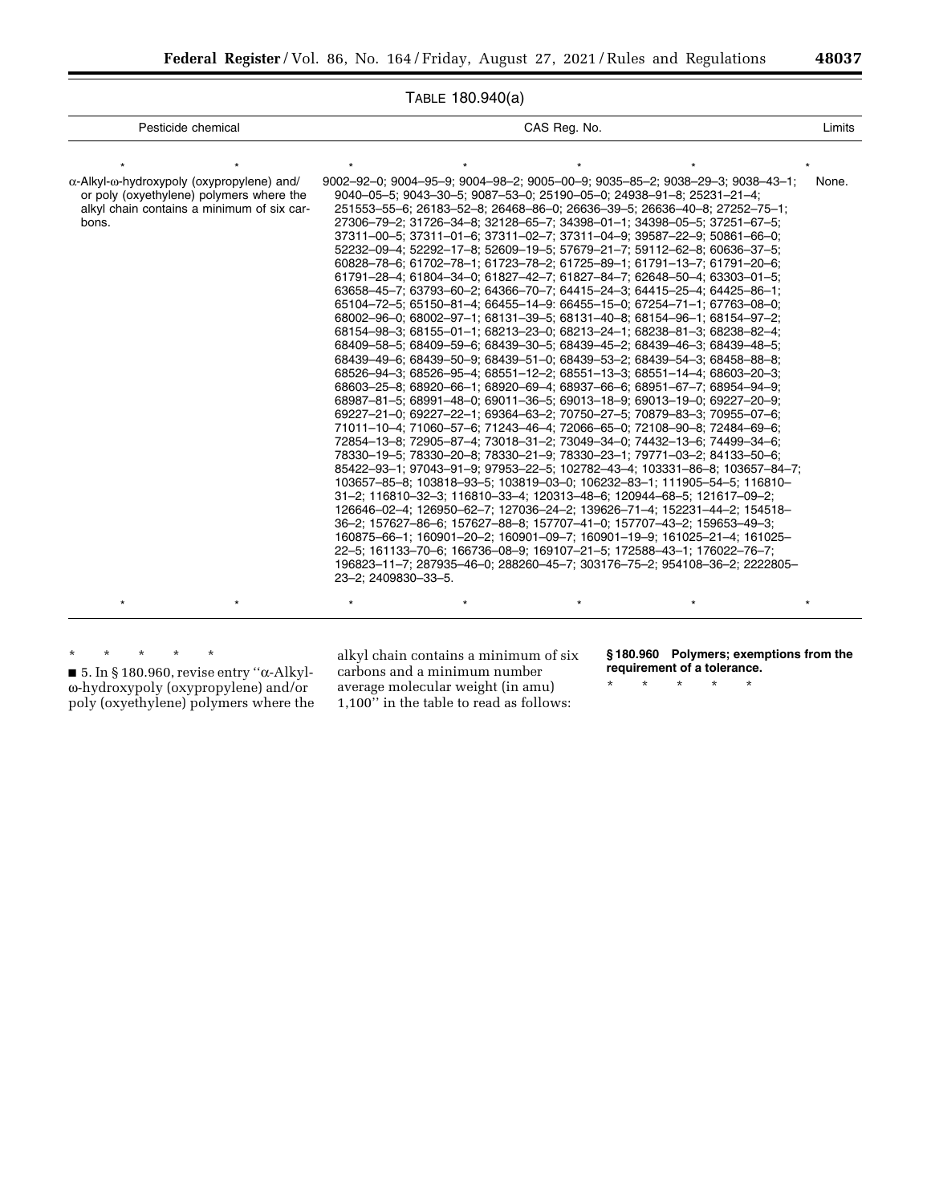TABLE 180.940(a)

| Pesticide chemical | CAS Reg. No. | Limits |
| --- | --- | --- |
| * * | * * * * | * |
| α-Alkyl-ω-hydroxypoly (oxypropylene) and/or poly (oxyethylene) polymers where the alkyl chain contains a minimum of six carbons. | 9002–92–0; 9004–95–9; 9004–98–2; 9005–00–9; 9035–85–2; 9038–29–3; 9038–43–1; 9040–05–5; 9043–30–5; 9087–53–0; 25190–05–0; 24938–91–8; 25231–21–4; 251553–55–6; 26183–52–8; 26468–86–0; 26636–39–5; 26636–40–8; 27252–75–1; 27306–79–2; 31726–34–8; 32128–65–7; 34398–01–1; 34398–05–5; 37251–67–5; 37311–00–5; 37311–01–6; 37311–02–7; 37311–04–9; 39587–22–9; 50861–66–0; 52232–09–4; 52292–17–8; 52609–19–5; 57679–21–7; 59112–62–8; 60636–37–5; 60828–78–6; 61702–78–1; 61723–78–2; 61725–89–1; 61791–13–7; 61791–20–6; 61791–28–4; 61804–34–0; 61827–42–7; 61827–84–7; 62648–50–4; 63303–01–5; 63658–45–7; 63793–60–2; 64366–70–7; 64415–24–3; 64415–25–4; 64425–86–1; 65104–72–5; 65150–81–4; 66455–14–9: 66455–15–0; 67254–71–1; 67763–08–0; 68002–96–0; 68002–97–1; 68131–39–5; 68131–40–8; 68154–96–1; 68154–97–2; 68154–98–3; 68155–01–1; 68213–23–0; 68213–24–1; 68238–81–3; 68238–82–4; 68409–58–5; 68409–59–6; 68439–30–5; 68439–45–2; 68439–46–3; 68439–48–5; 68439–49–6; 68439–50–9; 68439–51–0; 68439–53–2; 68439–54–3; 68458–88–8; 68526–94–3; 68526–95–4; 68551–12–2; 68551–13–3; 68551–14–4; 68603–20–3; 68603–25–8; 68920–66–1; 68920–69–4; 68937–66–6; 68951–67–7; 68954–94–9; 68987–81–5; 68991–48–0; 69011–36–5; 69013–18–9; 69013–19–0; 69227–20–9; 69227–21–0; 69227–22–1; 69364–63–2; 70750–27–5; 70879–83–3; 70955–07–6; 71011–10–4; 71060–57–6; 71243–46–4; 72066–65–0; 72108–90–8; 72484–69–6; 72854–13–8; 72905–87–4; 73018–31–2; 73049–34–0; 74432–13–6; 74499–34–6; 78330–19–5; 78330–20–8; 78330–21–9; 78330–23–1; 79771–03–2; 84133–50–6; 85422–93–1; 97043–91–9; 97953–22–5; 102782–43–4; 103331–86–8; 103657–84–7; 103657–85–8; 103818–93–5; 103819–03–0; 106232–83–1; 111905–54–5; 116810–31–2; 116810–32–3; 116810–33–4; 120313–48–6; 120944–68–5; 121617–09–2; 126646–02–4; 126950–62–7; 127036–24–2; 139626–71–4; 152231–44–2; 154518–36–2; 157627–86–6; 157627–88–8; 157707–41–0; 157707–43–2; 159653–49–3; 160875–66–1; 160901–20–2; 160901–09–7; 160901–19–9; 161025–21–4; 161025–22–5; 161133–70–6; 166736–08–9; 169107–21–5; 172588–43–1; 176022–76–7; 196823–11–7; 287935–46–0; 288260–45–7; 303176–75–2; 954108–36–2; 2222805–23–2; 2409830–33–5. | None. |
| * * | * * * * | * |

\* \* \* \* \*

■ 5. In § 180.960, revise entry "α-Alkyl-ω-hydroxypoly (oxypropylene) and/or poly (oxyethylene) polymers where the alkyl chain contains a minimum of six carbons and a minimum number average molecular weight (in amu) 1,100" in the table to read as follows:

**§ 180.960 Polymers; exemptions from the requirement of a tolerance.**

\* \* \* \* \*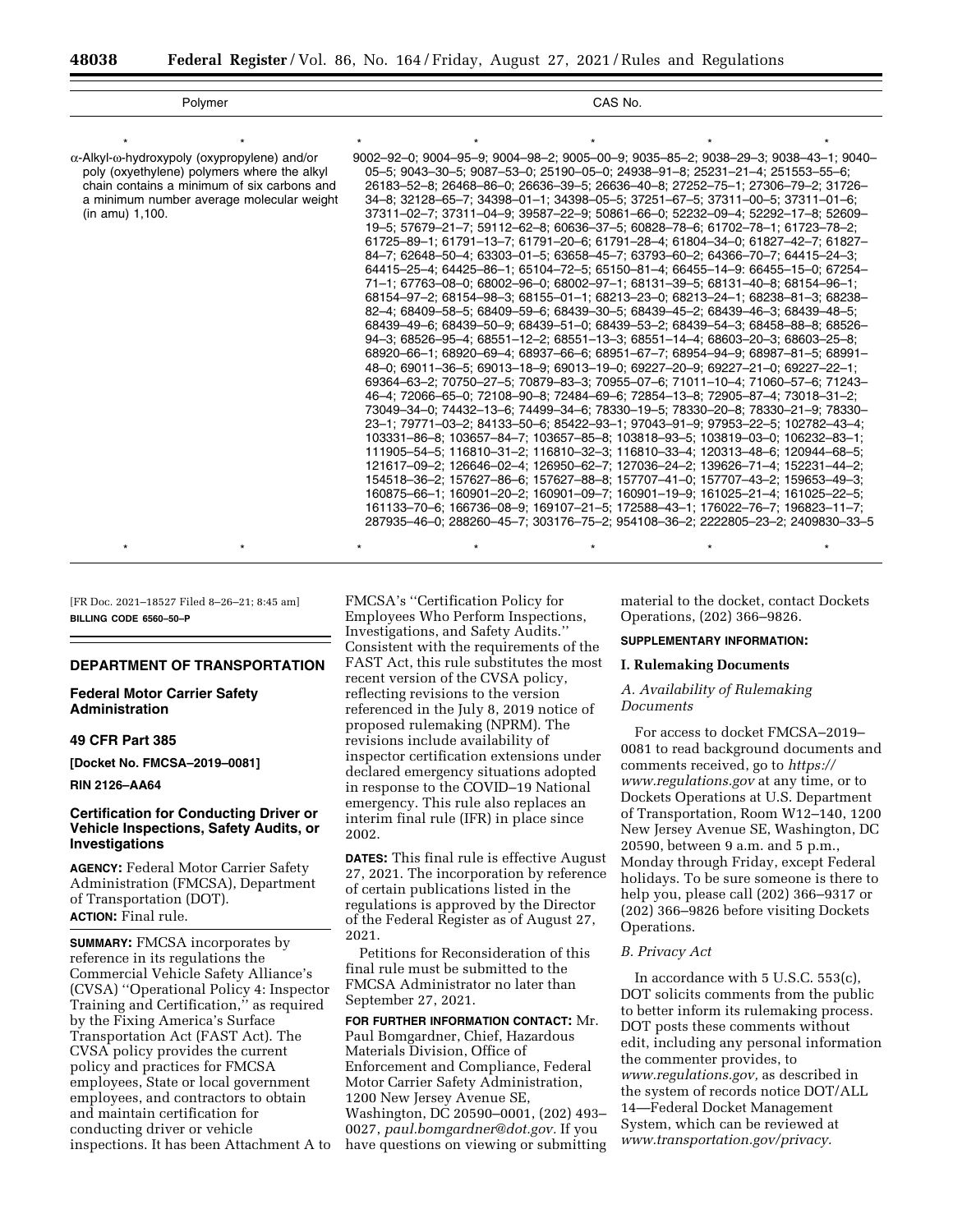| Polymer | CAS No. |
| --- | --- |
| * * | * * * * * |
| α-Alkyl-ω-hydroxypoly (oxypropylene) and/or poly (oxyethylene) polymers where the alkyl chain contains a minimum of six carbons and a minimum number average molecular weight (in amu) 1,100. | 9002–92–0; 9004–95–9; 9004–98–2; 9005–00–9; 9035–85–2; 9038–29–3; 9038–43–1; 9040–05–5; 9043–30–5; 9087–53–0; 25190–05–0; 24938–91–8; 25231–21–4; 251553–55–6; 26183–52–8; 26468–86–0; 26636–39–5; 26636–40–8; 27252–75–1; 27306–79–2; 31726–34–8; 32128–65–7; 34398–01–1; 34398–05–5; 37251–67–5; 37311–00–5; 37311–01–6; 37311–02–7; 37311–04–9; 39587–22–9; 50861–66–0; 52232–09–4; 52292–17–8; 52609–19–5; 57679–21–7; 59112–62–8; 60636–37–5; 60828–78–6; 61702–78–1; 61723–78–2; 61725–89–1; 61791–13–7; 61791–20–6; 61791–28–4; 61804–34–0; 61827–42–7; 61827–84–7; 62648–50–4; 63303–01–5; 63658–45–7; 63793–60–2; 64366–70–7; 64415–24–3; 64415–25–4; 64425–86–1; 65104–72–5; 65150–81–4; 66455–14–9: 66455–15–0; 67254–71–1; 67763–08–0; 68002–96–0; 68002–97–1; 68131–39–5; 68131–40–8; 68154–96–1; 68154–97–2; 68154–98–3; 68155–01–1; 68213–23–0; 68213–24–1; 68238–81–3; 68238–82–4; 68409–58–5; 68409–59–6; 68439–30–5; 68439–45–2; 68439–46–3; 68439–48–5; 68439–49–6; 68439–50–9; 68439–51–0; 68439–53–2; 68439–54–3; 68458–88–8; 68526–94–3; 68526–95–4; 68551–12–2; 68551–13–3; 68551–14–4; 68603–20–3; 68603–25–8; 68920–66–1; 68920–69–4; 68937–66–6; 68951–67–7; 68954–94–9; 68987–81–5; 68991–48–0; 69011–36–5; 69013–18–9; 69013–19–0; 69227–20–9; 69227–21–0; 69227–22–1; 69364–63–2; 70750–27–5; 70879–83–3; 70955–07–6; 71011–10–4; 71060–57–6; 71243–46–4; 72066–65–0; 72108–90–8; 72484–69–6; 72854–13–8; 72905–87–4; 73018–31–2; 73049–34–0; 74432–13–6; 74499–34–6; 78330–19–5; 78330–20–8; 78330–21–9; 78330–23–1; 79771–03–2; 84133–50–6; 85422–93–1; 97043–91–9; 97953–22–5; 102782–43–4; 103331–86–8; 103657–84–7; 103657–85–8; 103818–93–5; 103819–03–0; 106232–83–1; 111905–54–5; 116810–31–2; 116810–32–3; 116810–33–4; 120313–48–6; 120944–68–5; 121617–09–2; 126646–02–4; 126950–62–7; 127036–24–2; 139626–71–4; 152231–44–2; 154518–36–2; 157627–86–6; 157627–88–8; 157707–41–0; 157707–43–2; 159653–49–3; 160875–66–1; 160901–20–2; 160901–09–7; 160901–19–9; 161025–21–4; 161025–22–5; 161133–70–6; 166736–08–9; 169107–21–5; 172588–43–1; 176022–76–7; 196823–11–7; 287935–46–0; 288260–45–7; 303176–75–2; 954108–36–2; 2222805–23–2; 2409830–33–5 |
| * * | * * * * * |

[FR Doc. 2021–18527 Filed 8–26–21; 8:45 am]

**BILLING CODE 6560–50–P**

## DEPARTMENT OF TRANSPORTATION

### Federal Motor Carrier Safety Administration

### 49 CFR Part 385

**[Docket No. FMCSA–2019–0081]**

**RIN 2126–AA64**

### Certification for Conducting Driver or Vehicle Inspections, Safety Audits, or Investigations

**AGENCY:** Federal Motor Carrier Safety Administration (FMCSA), Department of Transportation (DOT).

**ACTION:** Final rule.

**SUMMARY:** FMCSA incorporates by reference in its regulations the Commercial Vehicle Safety Alliance's (CVSA) ''Operational Policy 4: Inspector Training and Certification,'' as required by the Fixing America's Surface Transportation Act (FAST Act). The CVSA policy provides the current policy and practices for FMCSA employees, State or local government employees, and contractors to obtain and maintain certification for conducting driver or vehicle inspections. It has been Attachment A to FMCSA's ''Certification Policy for Employees Who Perform Inspections, Investigations, and Safety Audits.'' Consistent with the requirements of the FAST Act, this rule substitutes the most recent version of the CVSA policy, reflecting revisions to the version referenced in the July 8, 2019 notice of proposed rulemaking (NPRM). The revisions include availability of inspector certification extensions under declared emergency situations adopted in response to the COVID–19 National emergency. This rule also replaces an interim final rule (IFR) in place since 2002.

**DATES:** This final rule is effective August 27, 2021. The incorporation by reference of certain publications listed in the regulations is approved by the Director of the Federal Register as of August 27, 2021.

Petitions for Reconsideration of this final rule must be submitted to the FMCSA Administrator no later than September 27, 2021.

**FOR FURTHER INFORMATION CONTACT:** Mr. Paul Bomgardner, Chief, Hazardous Materials Division, Office of Enforcement and Compliance, Federal Motor Carrier Safety Administration, 1200 New Jersey Avenue SE, Washington, DC 20590–0001, (202) 493–0027, *paul.bomgardner@dot.gov.* If you have questions on viewing or submitting material to the docket, contact Dockets Operations, (202) 366–9826.

**SUPPLEMENTARY INFORMATION:**

#### I. Rulemaking Documents

*A. Availability of Rulemaking Documents*

For access to docket FMCSA–2019–0081 to read background documents and comments received, go to *https://www.regulations.gov* at any time, or to Dockets Operations at U.S. Department of Transportation, Room W12–140, 1200 New Jersey Avenue SE, Washington, DC 20590, between 9 a.m. and 5 p.m., Monday through Friday, except Federal holidays. To be sure someone is there to help you, please call (202) 366–9317 or (202) 366–9826 before visiting Dockets Operations.

*B. Privacy Act*

In accordance with 5 U.S.C. 553(c), DOT solicits comments from the public to better inform its rulemaking process. DOT posts these comments without edit, including any personal information the commenter provides, to *www.regulations.gov,* as described in the system of records notice DOT/ALL 14—Federal Docket Management System, which can be reviewed at *www.transportation.gov/privacy.*